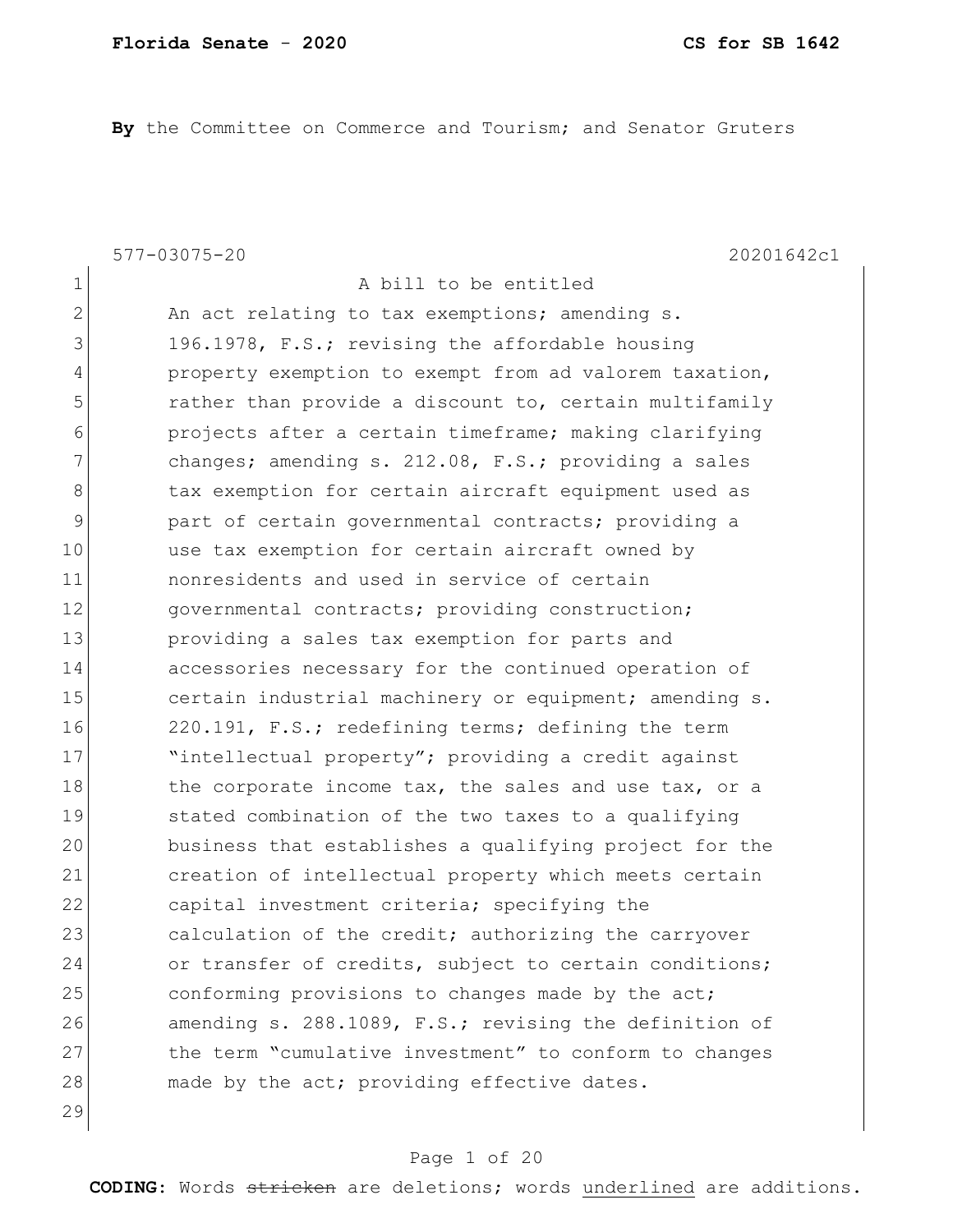**By** the Committee on Commerce and Tourism; and Senator Gruters

577-03075-20 20201642c1

A bill to be entitled

An act relating to tax exemptions; amending s. 196.1978, F.S.; revising the affordable housing property exemption to exempt from ad valorem taxation, rather than provide a discount to, certain multifamily projects after a certain timeframe; making clarifying changes; amending s. 212.08, F.S.; providing a sales tax exemption for certain aircraft equipment used as part of certain governmental contracts; providing a use tax exemption for certain aircraft owned by nonresidents and used in service of certain governmental contracts; providing construction; providing a sales tax exemption for parts and accessories necessary for the continued operation of certain industrial machinery or equipment; amending s. 220.191, F.S.; redefining terms; defining the term "intellectual property"; providing a credit against the corporate income tax, the sales and use tax, or a stated combination of the two taxes to a qualifying business that establishes a qualifying project for the creation of intellectual property which meets certain capital investment criteria; specifying the calculation of the credit; authorizing the carryover or transfer of credits, subject to certain conditions; conforming provisions to changes made by the act; amending s. 288.1089, F.S.; revising the definition of the term "cumulative investment" to conform to changes made by the act; providing effective dates.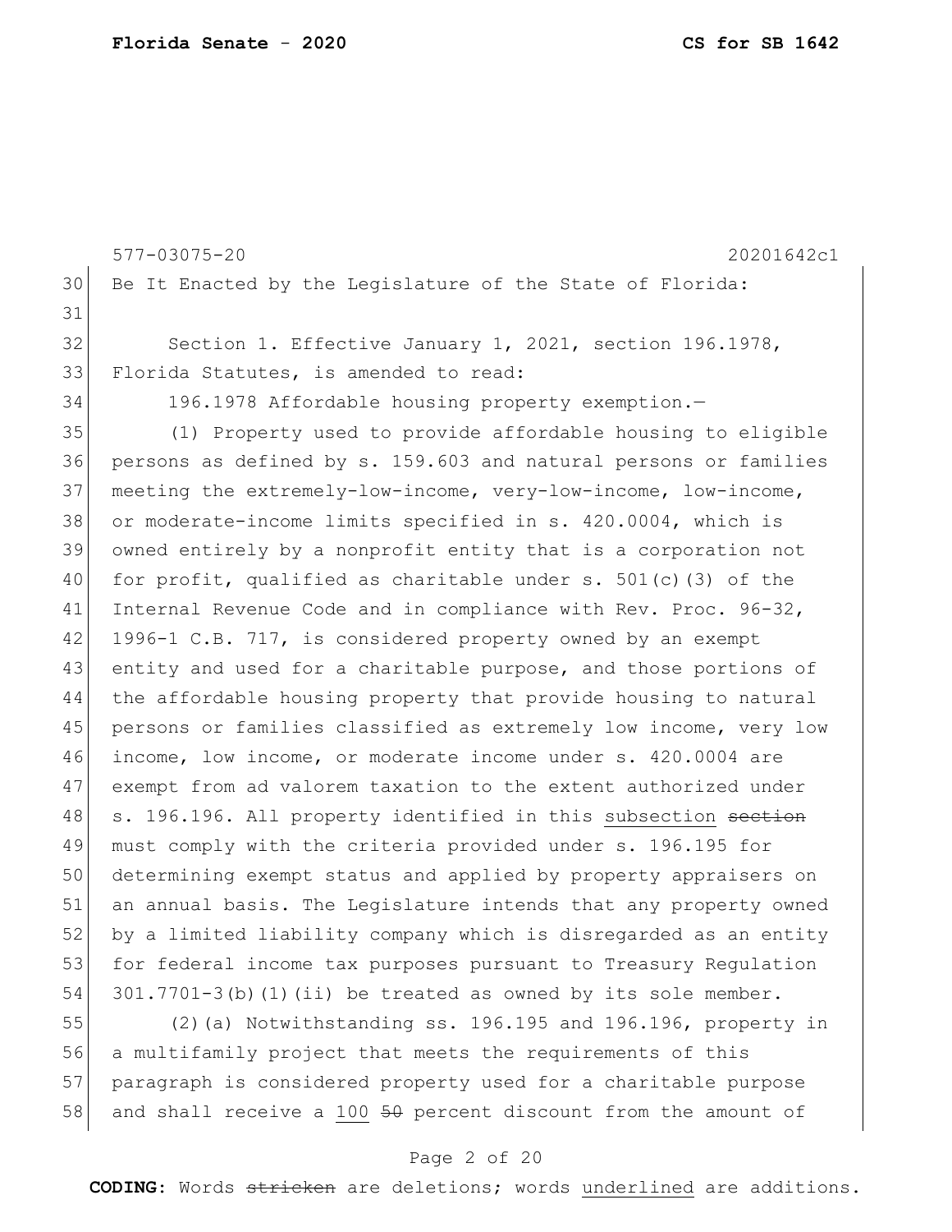577-03075-20 20201642c1

Be It Enacted by the Legislature of the State of Florida:

Section 1. Effective January 1, 2021, section 196.1978, Florida Statutes, is amended to read:

196.1978 Affordable housing property exemption.—

(1) Property used to provide affordable housing to eligible persons as defined by s. 159.603 and natural persons or families meeting the extremely-low-income, very-low-income, low-income, or moderate-income limits specified in s. 420.0004, which is owned entirely by a nonprofit entity that is a corporation not for profit, qualified as charitable under s. 501(c)(3) of the Internal Revenue Code and in compliance with Rev. Proc. 96-32, 1996-1 C.B. 717, is considered property owned by an exempt entity and used for a charitable purpose, and those portions of the affordable housing property that provide housing to natural persons or families classified as extremely low income, very low income, low income, or moderate income under s. 420.0004 are exempt from ad valorem taxation to the extent authorized under s. 196.196. All property identified in this <u>subsection</u> ~~section~~ must comply with the criteria provided under s. 196.195 for determining exempt status and applied by property appraisers on an annual basis. The Legislature intends that any property owned by a limited liability company which is disregarded as an entity for federal income tax purposes pursuant to Treasury Regulation 301.7701-3(b)(1)(ii) be treated as owned by its sole member.

(2)(a) Notwithstanding ss. 196.195 and 196.196, property in a multifamily project that meets the requirements of this paragraph is considered property used for a charitable purpose and shall receive a <u>100</u> ~~50~~ percent discount from the amount of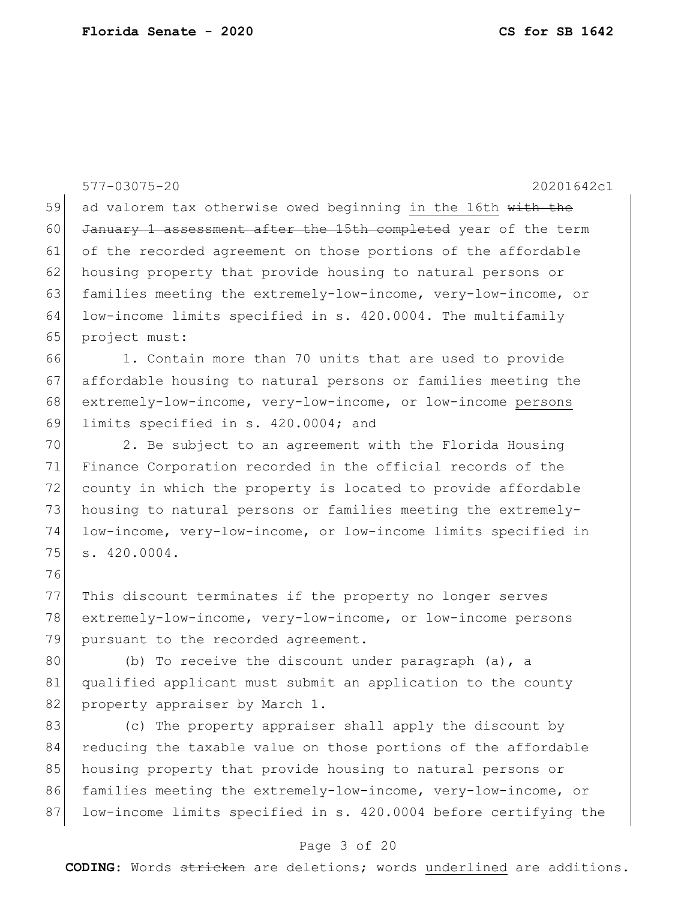ad valorem tax otherwise owed beginning in the 16th ~~with the January 1 assessment after the 15th completed~~ year of the term of the recorded agreement on those portions of the affordable housing property that provide housing to natural persons or families meeting the extremely-low-income, very-low-income, or low-income limits specified in s. 420.0004. The multifamily project must:

1. Contain more than 70 units that are used to provide affordable housing to natural persons or families meeting the extremely-low-income, very-low-income, or low-income persons limits specified in s. 420.0004; and

2. Be subject to an agreement with the Florida Housing Finance Corporation recorded in the official records of the county in which the property is located to provide affordable housing to natural persons or families meeting the extremely-low-income, very-low-income, or low-income limits specified in s. 420.0004.

This discount terminates if the property no longer serves extremely-low-income, very-low-income, or low-income persons pursuant to the recorded agreement.

(b) To receive the discount under paragraph (a), a qualified applicant must submit an application to the county property appraiser by March 1.

(c) The property appraiser shall apply the discount by reducing the taxable value on those portions of the affordable housing property that provide housing to natural persons or families meeting the extremely-low-income, very-low-income, or low-income limits specified in s. 420.0004 before certifying the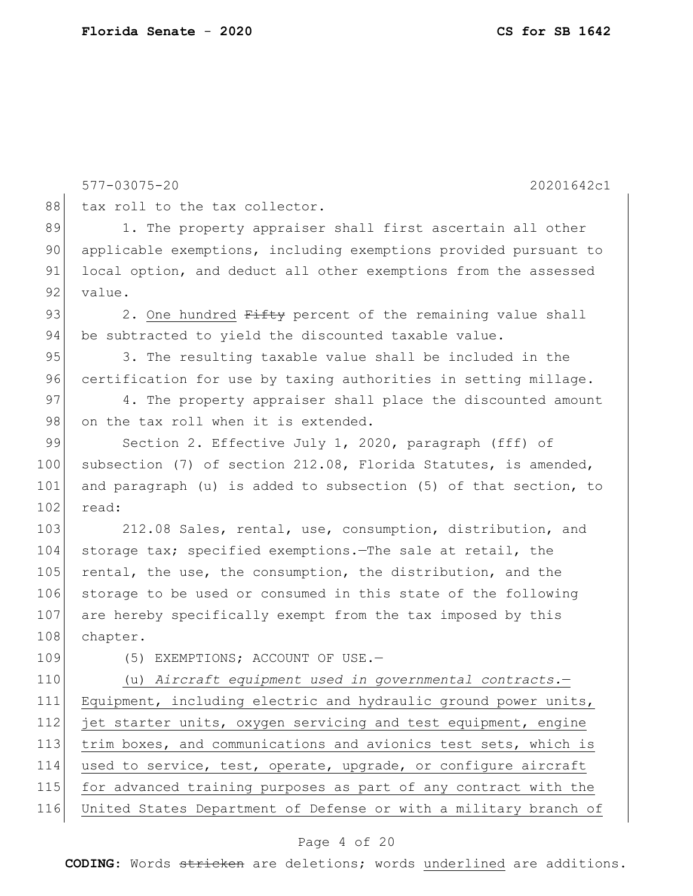tax roll to the tax collector.

1. The property appraiser shall first ascertain all other applicable exemptions, including exemptions provided pursuant to local option, and deduct all other exemptions from the assessed value.

2. <u>One hundred</u> ~~Fifty~~ percent of the remaining value shall be subtracted to yield the discounted taxable value.

3. The resulting taxable value shall be included in the certification for use by taxing authorities in setting millage.

4. The property appraiser shall place the discounted amount on the tax roll when it is extended.

Section 2. Effective July 1, 2020, paragraph (fff) of subsection (7) of section 212.08, Florida Statutes, is amended, and paragraph (u) is added to subsection (5) of that section, to read:

212.08 Sales, rental, use, consumption, distribution, and storage tax; specified exemptions.—The sale at retail, the rental, the use, the consumption, the distribution, and the storage to be used or consumed in this state of the following are hereby specifically exempt from the tax imposed by this chapter.

(5) EXEMPTIONS; ACCOUNT OF USE.—

<u>(u) *Aircraft equipment used in governmental contracts.*—Equipment, including electric and hydraulic ground power units, jet starter units, oxygen servicing and test equipment, engine trim boxes, and communications and avionics test sets, which is used to service, test, operate, upgrade, or configure aircraft for advanced training purposes as part of any contract with the United States Department of Defense or with a military branch of</u>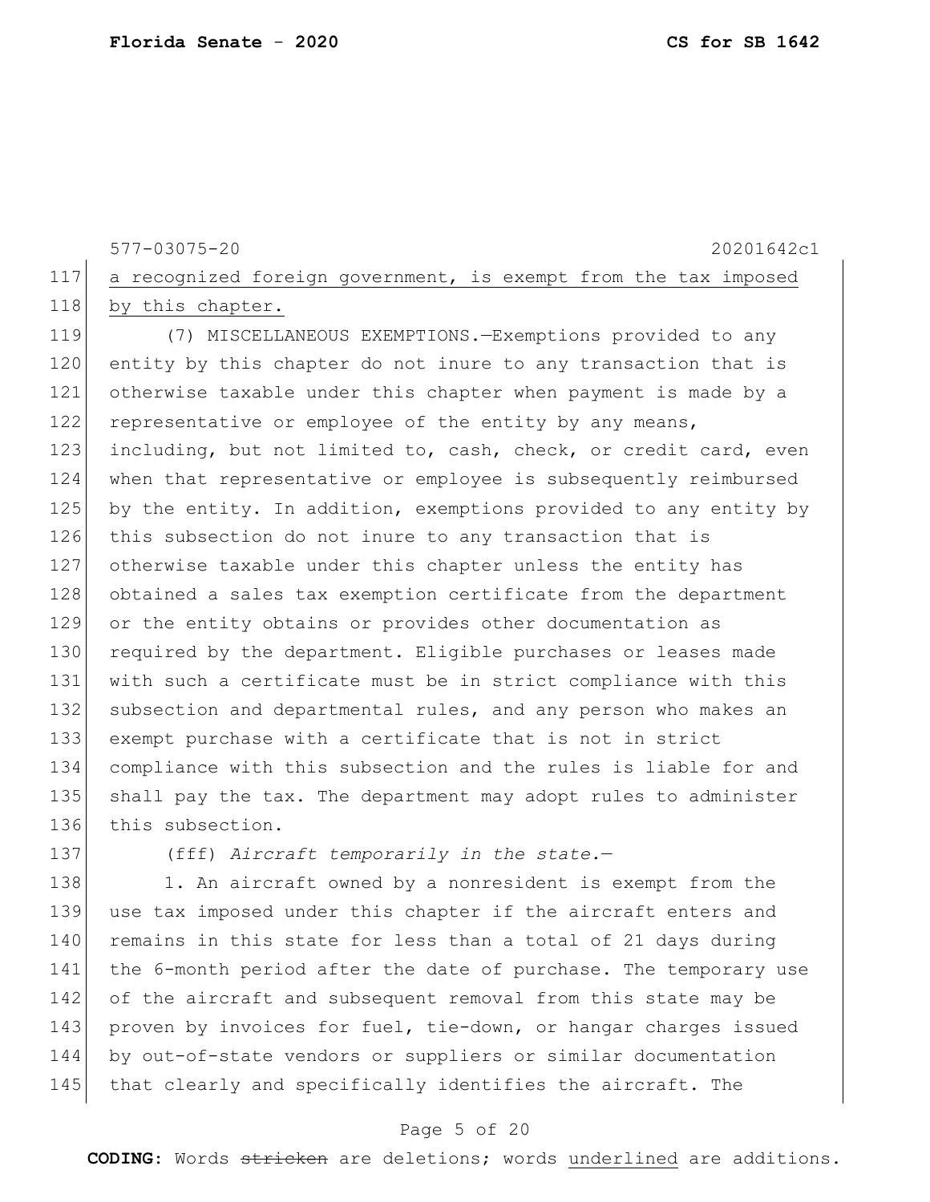577-03075-20 20201642c1

a recognized foreign government, is exempt from the tax imposed by this chapter.

(7) MISCELLANEOUS EXEMPTIONS.—Exemptions provided to any entity by this chapter do not inure to any transaction that is otherwise taxable under this chapter when payment is made by a representative or employee of the entity by any means, including, but not limited to, cash, check, or credit card, even when that representative or employee is subsequently reimbursed by the entity. In addition, exemptions provided to any entity by this subsection do not inure to any transaction that is otherwise taxable under this chapter unless the entity has obtained a sales tax exemption certificate from the department or the entity obtains or provides other documentation as required by the department. Eligible purchases or leases made with such a certificate must be in strict compliance with this subsection and departmental rules, and any person who makes an exempt purchase with a certificate that is not in strict compliance with this subsection and the rules is liable for and shall pay the tax. The department may adopt rules to administer this subsection.

(fff) *Aircraft temporarily in the state.*—

1. An aircraft owned by a nonresident is exempt from the use tax imposed under this chapter if the aircraft enters and remains in this state for less than a total of 21 days during the 6-month period after the date of purchase. The temporary use of the aircraft and subsequent removal from this state may be proven by invoices for fuel, tie-down, or hangar charges issued by out-of-state vendors or suppliers or similar documentation that clearly and specifically identifies the aircraft. The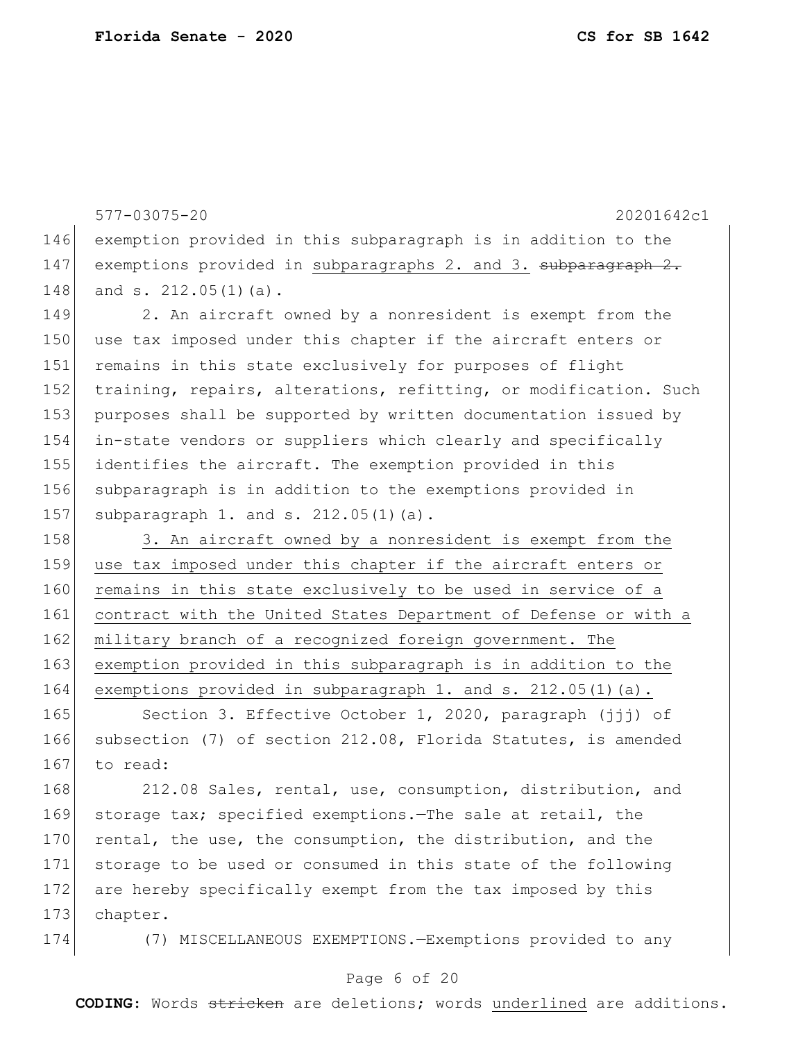exemption provided in this subparagraph is in addition to the exemptions provided in <u>subparagraphs 2. and 3.</u> ~~subparagraph 2.~~ and s. 212.05(1)(a).

2. An aircraft owned by a nonresident is exempt from the use tax imposed under this chapter if the aircraft enters or remains in this state exclusively for purposes of flight training, repairs, alterations, refitting, or modification. Such purposes shall be supported by written documentation issued by in-state vendors or suppliers which clearly and specifically identifies the aircraft. The exemption provided in this subparagraph is in addition to the exemptions provided in subparagraph 1. and s. 212.05(1)(a).

<u>3. An aircraft owned by a nonresident is exempt from the use tax imposed under this chapter if the aircraft enters or remains in this state exclusively to be used in service of a contract with the United States Department of Defense or with a military branch of a recognized foreign government. The exemption provided in this subparagraph is in addition to the exemptions provided in subparagraph 1. and s. 212.05(1)(a).</u>

Section 3. Effective October 1, 2020, paragraph (jjj) of subsection (7) of section 212.08, Florida Statutes, is amended to read:

212.08 Sales, rental, use, consumption, distribution, and storage tax; specified exemptions.—The sale at retail, the rental, the use, the consumption, the distribution, and the storage to be used or consumed in this state of the following are hereby specifically exempt from the tax imposed by this chapter.

(7) MISCELLANEOUS EXEMPTIONS.—Exemptions provided to any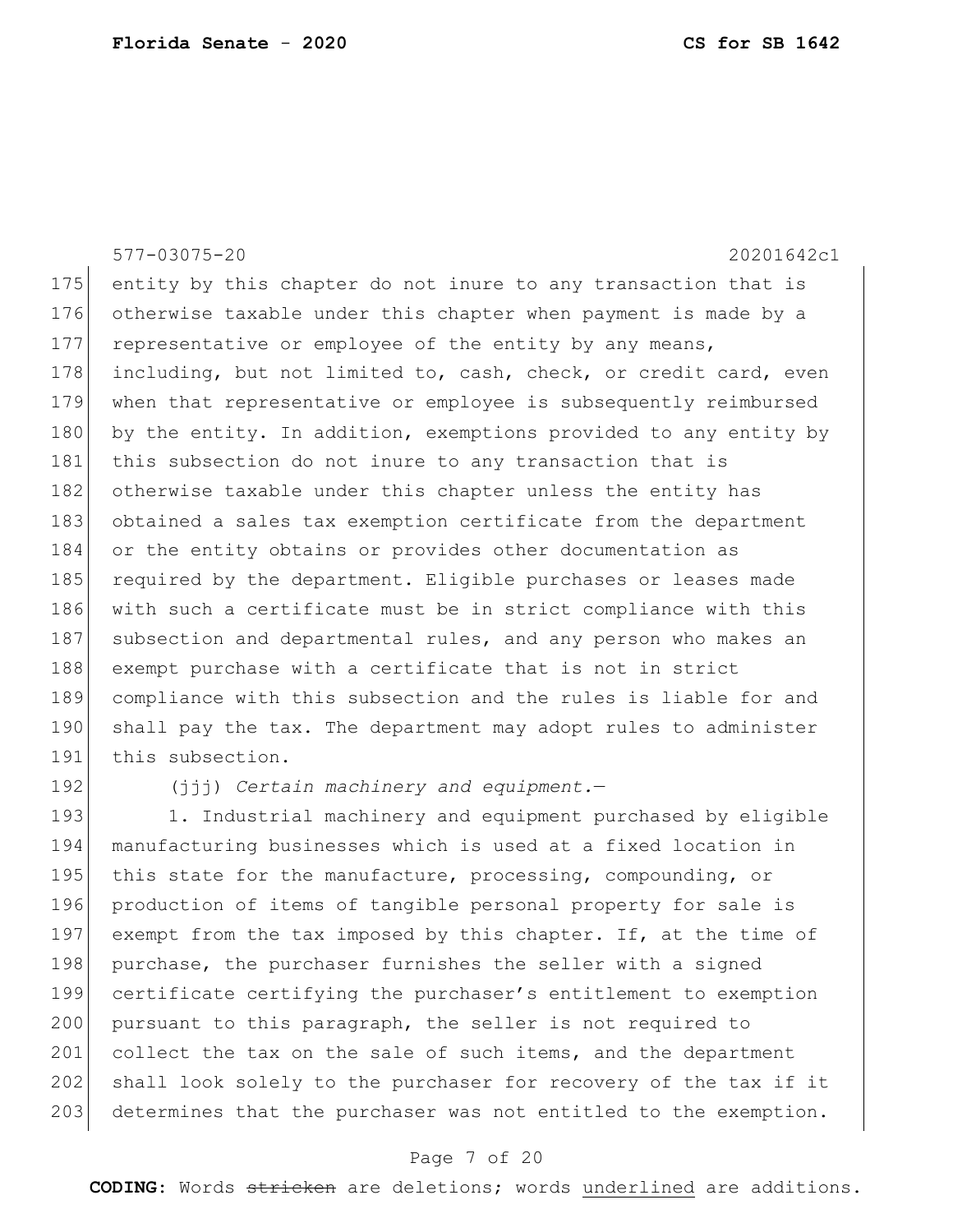entity by this chapter do not inure to any transaction that is otherwise taxable under this chapter when payment is made by a representative or employee of the entity by any means, including, but not limited to, cash, check, or credit card, even when that representative or employee is subsequently reimbursed by the entity. In addition, exemptions provided to any entity by this subsection do not inure to any transaction that is otherwise taxable under this chapter unless the entity has obtained a sales tax exemption certificate from the department or the entity obtains or provides other documentation as required by the department. Eligible purchases or leases made with such a certificate must be in strict compliance with this subsection and departmental rules, and any person who makes an exempt purchase with a certificate that is not in strict compliance with this subsection and the rules is liable for and shall pay the tax. The department may adopt rules to administer this subsection.

(jjj) *Certain machinery and equipment.*—

1. Industrial machinery and equipment purchased by eligible manufacturing businesses which is used at a fixed location in this state for the manufacture, processing, compounding, or production of items of tangible personal property for sale is exempt from the tax imposed by this chapter. If, at the time of purchase, the purchaser furnishes the seller with a signed certificate certifying the purchaser's entitlement to exemption pursuant to this paragraph, the seller is not required to collect the tax on the sale of such items, and the department shall look solely to the purchaser for recovery of the tax if it determines that the purchaser was not entitled to the exemption.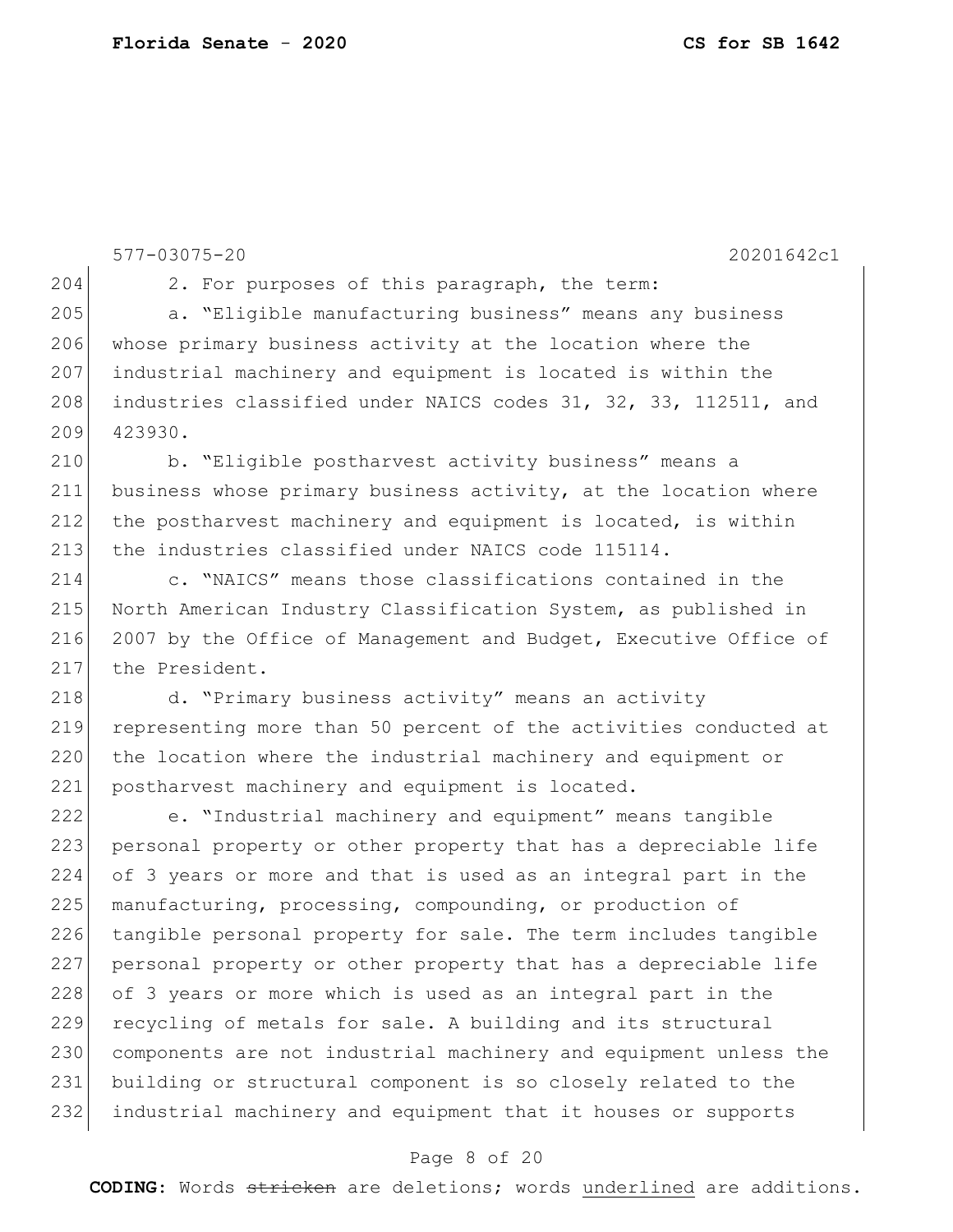2. For purposes of this paragraph, the term:

a. "Eligible manufacturing business" means any business whose primary business activity at the location where the industrial machinery and equipment is located is within the industries classified under NAICS codes 31, 32, 33, 112511, and 423930.

b. "Eligible postharvest activity business" means a business whose primary business activity, at the location where the postharvest machinery and equipment is located, is within the industries classified under NAICS code 115114.

c. "NAICS" means those classifications contained in the North American Industry Classification System, as published in 2007 by the Office of Management and Budget, Executive Office of the President.

d. "Primary business activity" means an activity representing more than 50 percent of the activities conducted at the location where the industrial machinery and equipment or postharvest machinery and equipment is located.

e. "Industrial machinery and equipment" means tangible personal property or other property that has a depreciable life of 3 years or more and that is used as an integral part in the manufacturing, processing, compounding, or production of tangible personal property for sale. The term includes tangible personal property or other property that has a depreciable life of 3 years or more which is used as an integral part in the recycling of metals for sale. A building and its structural components are not industrial machinery and equipment unless the building or structural component is so closely related to the industrial machinery and equipment that it houses or supports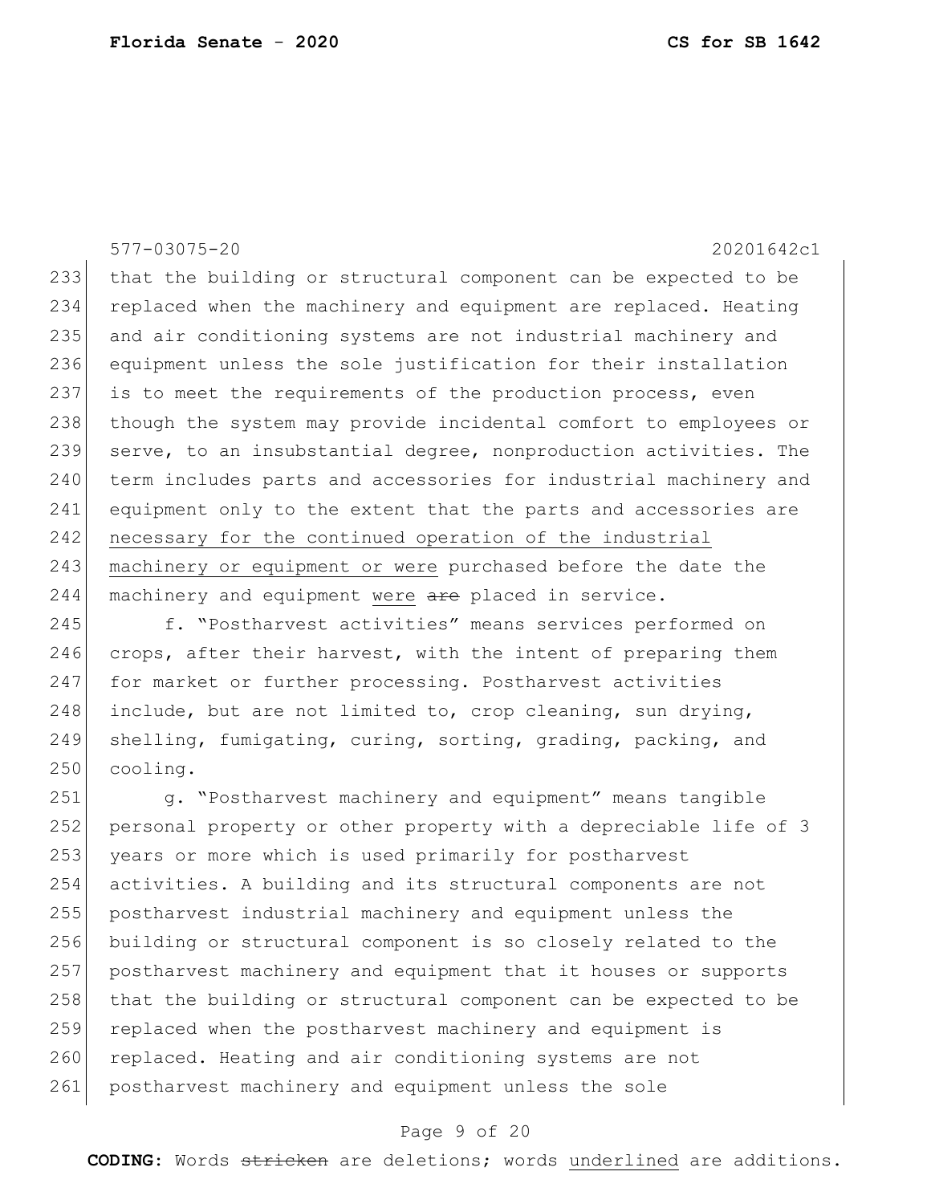that the building or structural component can be expected to be replaced when the machinery and equipment are replaced. Heating and air conditioning systems are not industrial machinery and equipment unless the sole justification for their installation is to meet the requirements of the production process, even though the system may provide incidental comfort to employees or serve, to an insubstantial degree, nonproduction activities. The term includes parts and accessories for industrial machinery and equipment only to the extent that the parts and accessories are <u>necessary for the continued operation of the industrial machinery or equipment or were</u> purchased before the date the machinery and equipment <u>were</u> ~~are~~ placed in service.

f. "Postharvest activities" means services performed on crops, after their harvest, with the intent of preparing them for market or further processing. Postharvest activities include, but are not limited to, crop cleaning, sun drying, shelling, fumigating, curing, sorting, grading, packing, and cooling.

g. "Postharvest machinery and equipment" means tangible personal property or other property with a depreciable life of 3 years or more which is used primarily for postharvest activities. A building and its structural components are not postharvest industrial machinery and equipment unless the building or structural component is so closely related to the postharvest machinery and equipment that it houses or supports that the building or structural component can be expected to be replaced when the postharvest machinery and equipment is replaced. Heating and air conditioning systems are not postharvest machinery and equipment unless the sole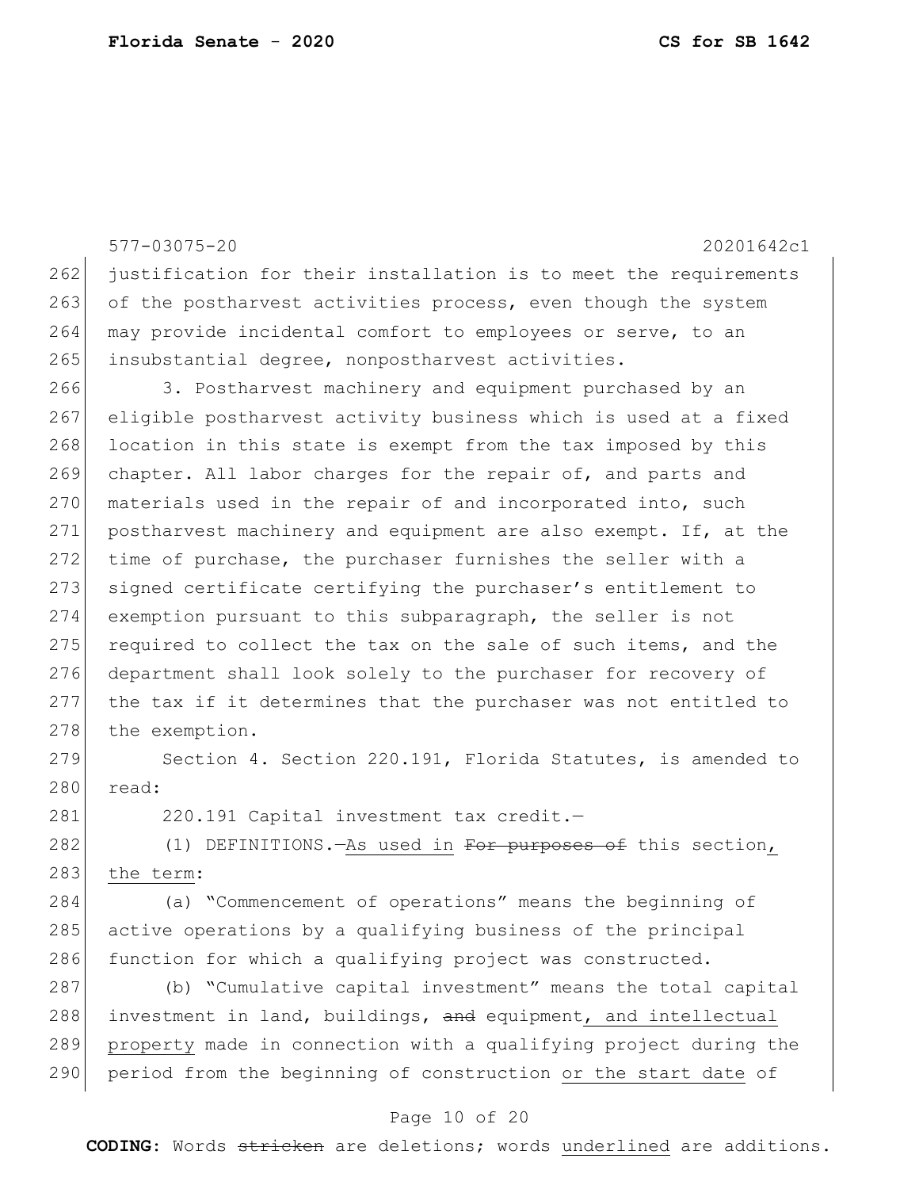justification for their installation is to meet the requirements of the postharvest activities process, even though the system may provide incidental comfort to employees or serve, to an insubstantial degree, nonpostharvest activities.

3. Postharvest machinery and equipment purchased by an eligible postharvest activity business which is used at a fixed location in this state is exempt from the tax imposed by this chapter. All labor charges for the repair of, and parts and materials used in the repair of and incorporated into, such postharvest machinery and equipment are also exempt. If, at the time of purchase, the purchaser furnishes the seller with a signed certificate certifying the purchaser's entitlement to exemption pursuant to this subparagraph, the seller is not required to collect the tax on the sale of such items, and the department shall look solely to the purchaser for recovery of the tax if it determines that the purchaser was not entitled to the exemption.

Section 4. Section 220.191, Florida Statutes, is amended to read:

220.191 Capital investment tax credit.—

(1) DEFINITIONS.—As used in ~~For purposes of~~ this section, the term:

(a) "Commencement of operations" means the beginning of active operations by a qualifying business of the principal function for which a qualifying project was constructed.

(b) "Cumulative capital investment" means the total capital investment in land, buildings, ~~and~~ equipment, and intellectual property made in connection with a qualifying project during the period from the beginning of construction or the start date of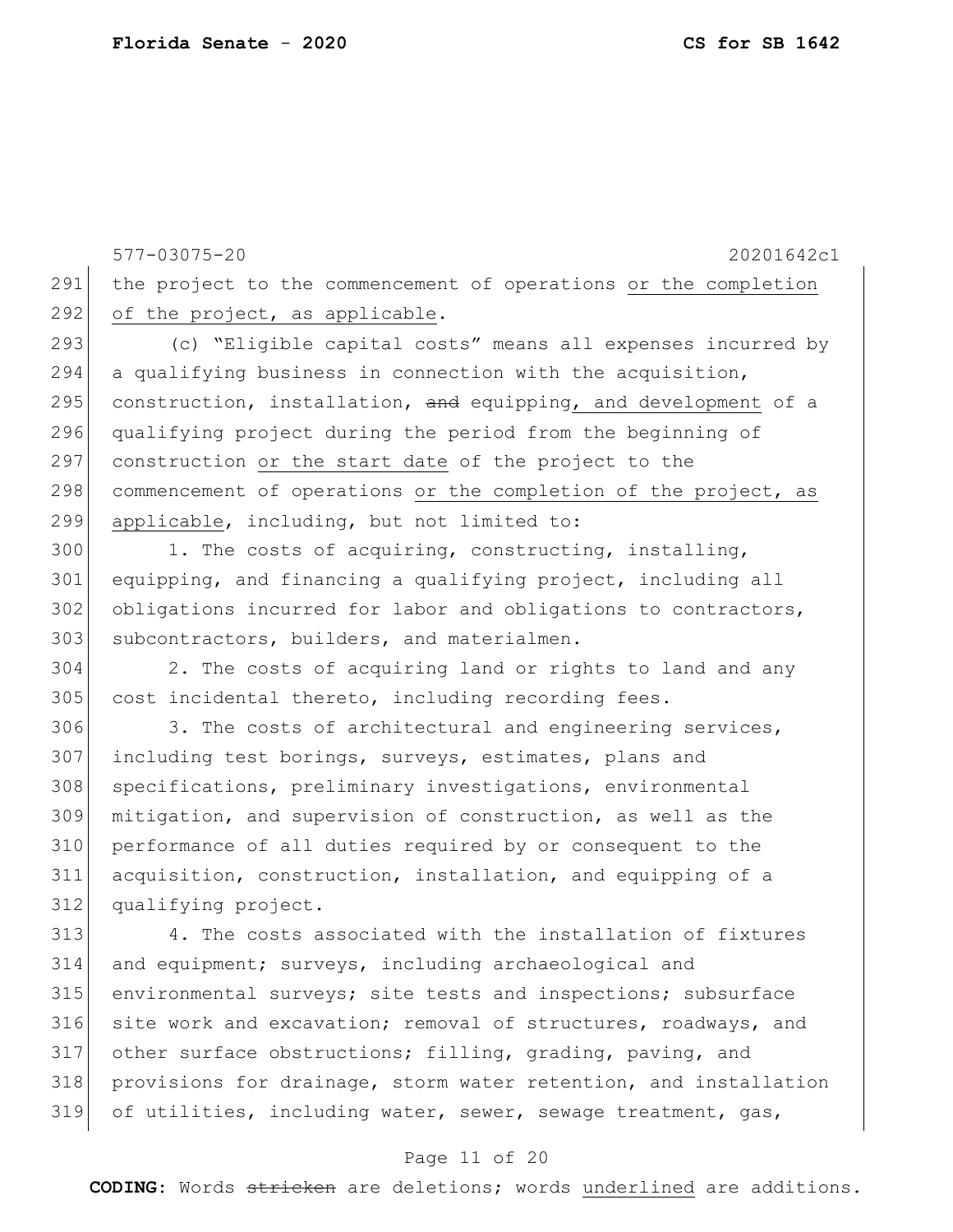the project to the commencement of operations <u>or the completion of the project, as applicable</u>.

(c) "Eligible capital costs" means all expenses incurred by a qualifying business in connection with the acquisition, construction, installation, ~~and~~ equipping<u>, and development</u> of a qualifying project during the period from the beginning of construction <u>or the start date</u> of the project to the commencement of operations <u>or the completion of the project, as applicable</u>, including, but not limited to:

1. The costs of acquiring, constructing, installing, equipping, and financing a qualifying project, including all obligations incurred for labor and obligations to contractors, subcontractors, builders, and materialmen.

2. The costs of acquiring land or rights to land and any cost incidental thereto, including recording fees.

3. The costs of architectural and engineering services, including test borings, surveys, estimates, plans and specifications, preliminary investigations, environmental mitigation, and supervision of construction, as well as the performance of all duties required by or consequent to the acquisition, construction, installation, and equipping of a qualifying project.

4. The costs associated with the installation of fixtures and equipment; surveys, including archaeological and environmental surveys; site tests and inspections; subsurface site work and excavation; removal of structures, roadways, and other surface obstructions; filling, grading, paving, and provisions for drainage, storm water retention, and installation of utilities, including water, sewer, sewage treatment, gas,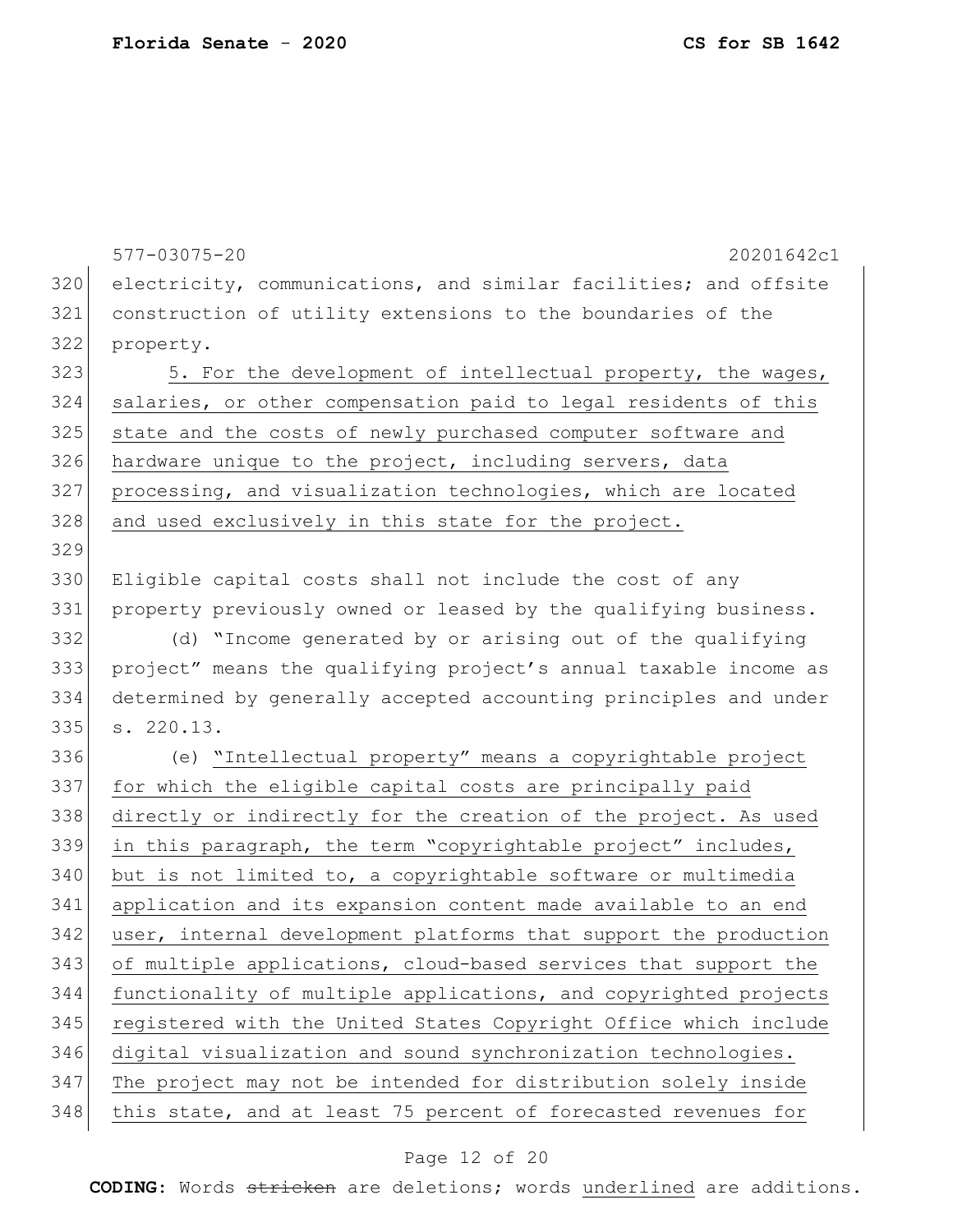electricity, communications, and similar facilities; and offsite construction of utility extensions to the boundaries of the property.

5. For the development of intellectual property, the wages, salaries, or other compensation paid to legal residents of this state and the costs of newly purchased computer software and hardware unique to the project, including servers, data processing, and visualization technologies, which are located and used exclusively in this state for the project.

Eligible capital costs shall not include the cost of any property previously owned or leased by the qualifying business.

(d) "Income generated by or arising out of the qualifying project" means the qualifying project's annual taxable income as determined by generally accepted accounting principles and under s. 220.13.

(e) "Intellectual property" means a copyrightable project for which the eligible capital costs are principally paid directly or indirectly for the creation of the project. As used in this paragraph, the term "copyrightable project" includes, but is not limited to, a copyrightable software or multimedia application and its expansion content made available to an end user, internal development platforms that support the production of multiple applications, cloud-based services that support the functionality of multiple applications, and copyrighted projects registered with the United States Copyright Office which include digital visualization and sound synchronization technologies. The project may not be intended for distribution solely inside this state, and at least 75 percent of forecasted revenues for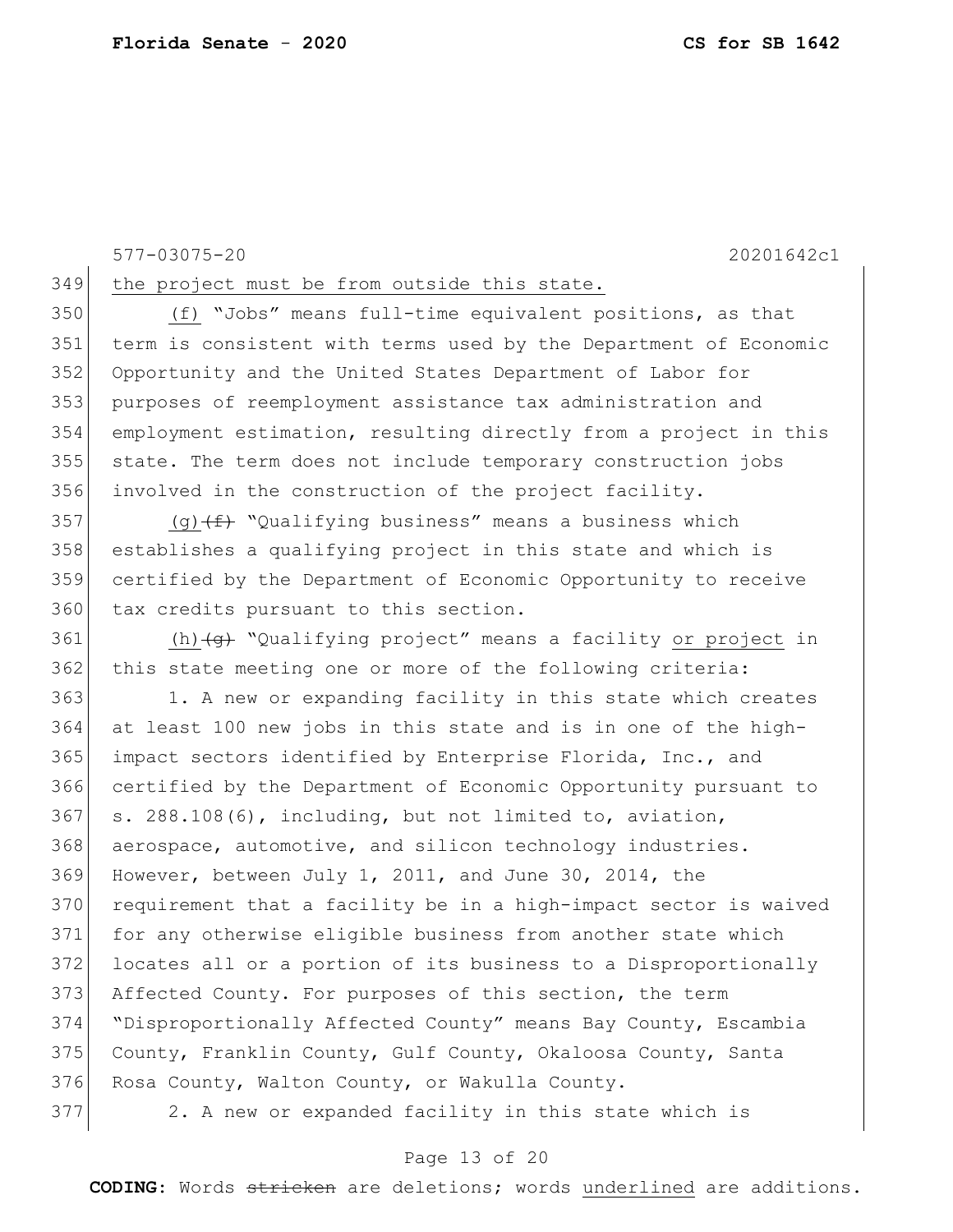the project must be from outside this state.

(f) "Jobs" means full-time equivalent positions, as that term is consistent with terms used by the Department of Economic Opportunity and the United States Department of Labor for purposes of reemployment assistance tax administration and employment estimation, resulting directly from a project in this state. The term does not include temporary construction jobs involved in the construction of the project facility.

(g)~~(f)~~ "Qualifying business" means a business which establishes a qualifying project in this state and which is certified by the Department of Economic Opportunity to receive tax credits pursuant to this section.

(h)~~(g)~~ "Qualifying project" means a facility or project in this state meeting one or more of the following criteria:

1. A new or expanding facility in this state which creates at least 100 new jobs in this state and is in one of the high-impact sectors identified by Enterprise Florida, Inc., and certified by the Department of Economic Opportunity pursuant to s. 288.108(6), including, but not limited to, aviation, aerospace, automotive, and silicon technology industries. However, between July 1, 2011, and June 30, 2014, the requirement that a facility be in a high-impact sector is waived for any otherwise eligible business from another state which locates all or a portion of its business to a Disproportionally Affected County. For purposes of this section, the term "Disproportionally Affected County" means Bay County, Escambia County, Franklin County, Gulf County, Okaloosa County, Santa Rosa County, Walton County, or Wakulla County.

2. A new or expanded facility in this state which is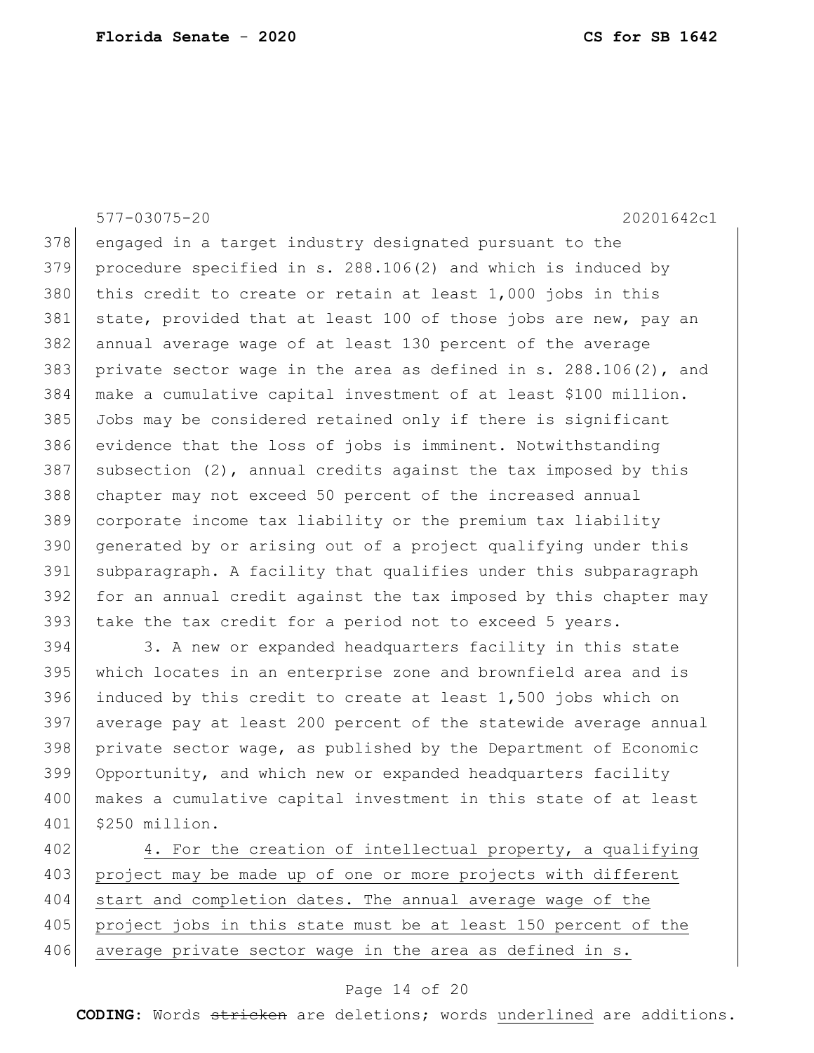engaged in a target industry designated pursuant to the procedure specified in s. 288.106(2) and which is induced by this credit to create or retain at least 1,000 jobs in this state, provided that at least 100 of those jobs are new, pay an annual average wage of at least 130 percent of the average private sector wage in the area as defined in s. 288.106(2), and make a cumulative capital investment of at least $100 million. Jobs may be considered retained only if there is significant evidence that the loss of jobs is imminent. Notwithstanding subsection (2), annual credits against the tax imposed by this chapter may not exceed 50 percent of the increased annual corporate income tax liability or the premium tax liability generated by or arising out of a project qualifying under this subparagraph. A facility that qualifies under this subparagraph for an annual credit against the tax imposed by this chapter may take the tax credit for a period not to exceed 5 years.

3. A new or expanded headquarters facility in this state which locates in an enterprise zone and brownfield area and is induced by this credit to create at least 1,500 jobs which on average pay at least 200 percent of the statewide average annual private sector wage, as published by the Department of Economic Opportunity, and which new or expanded headquarters facility makes a cumulative capital investment in this state of at least $250 million.

<u>4. For the creation of intellectual property, a qualifying project may be made up of one or more projects with different start and completion dates. The annual average wage of the project jobs in this state must be at least 150 percent of the average private sector wage in the area as defined in s.</u>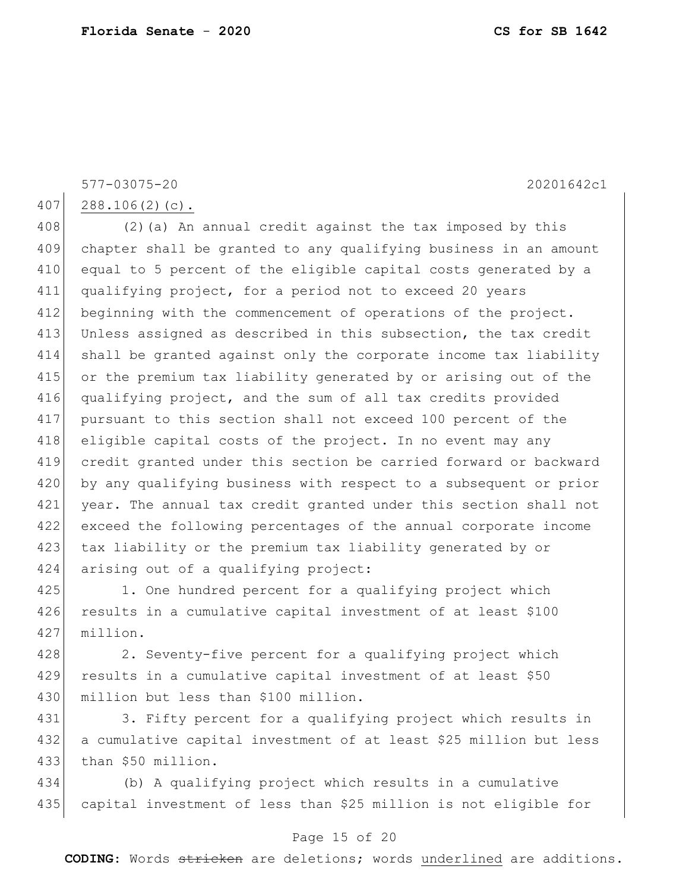288.106(2)(c).

(2)(a) An annual credit against the tax imposed by this chapter shall be granted to any qualifying business in an amount equal to 5 percent of the eligible capital costs generated by a qualifying project, for a period not to exceed 20 years beginning with the commencement of operations of the project. Unless assigned as described in this subsection, the tax credit shall be granted against only the corporate income tax liability or the premium tax liability generated by or arising out of the qualifying project, and the sum of all tax credits provided pursuant to this section shall not exceed 100 percent of the eligible capital costs of the project. In no event may any credit granted under this section be carried forward or backward by any qualifying business with respect to a subsequent or prior year. The annual tax credit granted under this section shall not exceed the following percentages of the annual corporate income tax liability or the premium tax liability generated by or arising out of a qualifying project:

1. One hundred percent for a qualifying project which results in a cumulative capital investment of at least $100 million.

2. Seventy-five percent for a qualifying project which results in a cumulative capital investment of at least $50 million but less than $100 million.

3. Fifty percent for a qualifying project which results in a cumulative capital investment of at least $25 million but less than $50 million.

(b) A qualifying project which results in a cumulative capital investment of less than $25 million is not eligible for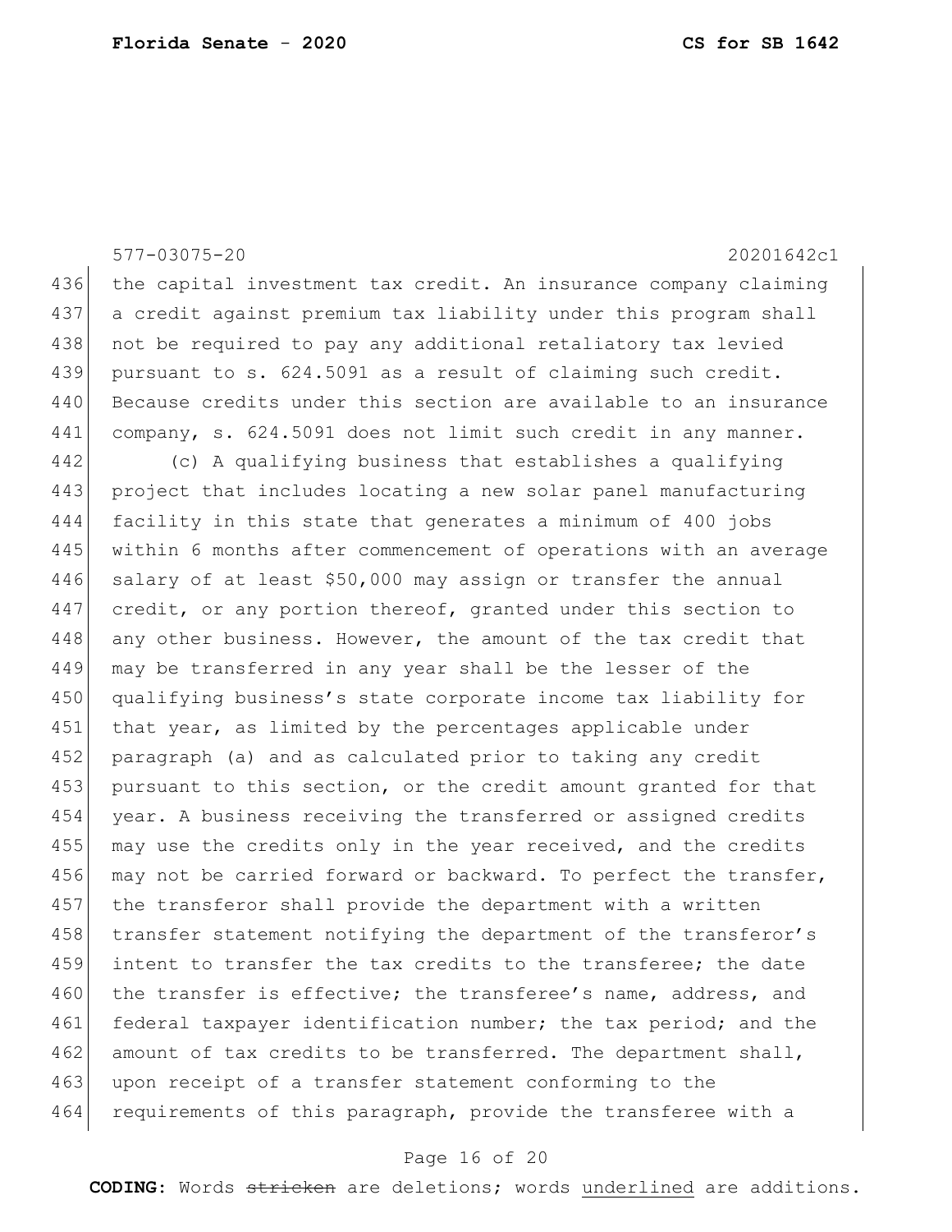the capital investment tax credit. An insurance company claiming a credit against premium tax liability under this program shall not be required to pay any additional retaliatory tax levied pursuant to s. 624.5091 as a result of claiming such credit. Because credits under this section are available to an insurance company, s. 624.5091 does not limit such credit in any manner.

(c) A qualifying business that establishes a qualifying project that includes locating a new solar panel manufacturing facility in this state that generates a minimum of 400 jobs within 6 months after commencement of operations with an average salary of at least $50,000 may assign or transfer the annual credit, or any portion thereof, granted under this section to any other business. However, the amount of the tax credit that may be transferred in any year shall be the lesser of the qualifying business's state corporate income tax liability for that year, as limited by the percentages applicable under paragraph (a) and as calculated prior to taking any credit pursuant to this section, or the credit amount granted for that year. A business receiving the transferred or assigned credits may use the credits only in the year received, and the credits may not be carried forward or backward. To perfect the transfer, the transferor shall provide the department with a written transfer statement notifying the department of the transferor's intent to transfer the tax credits to the transferee; the date the transfer is effective; the transferee's name, address, and federal taxpayer identification number; the tax period; and the amount of tax credits to be transferred. The department shall, upon receipt of a transfer statement conforming to the requirements of this paragraph, provide the transferee with a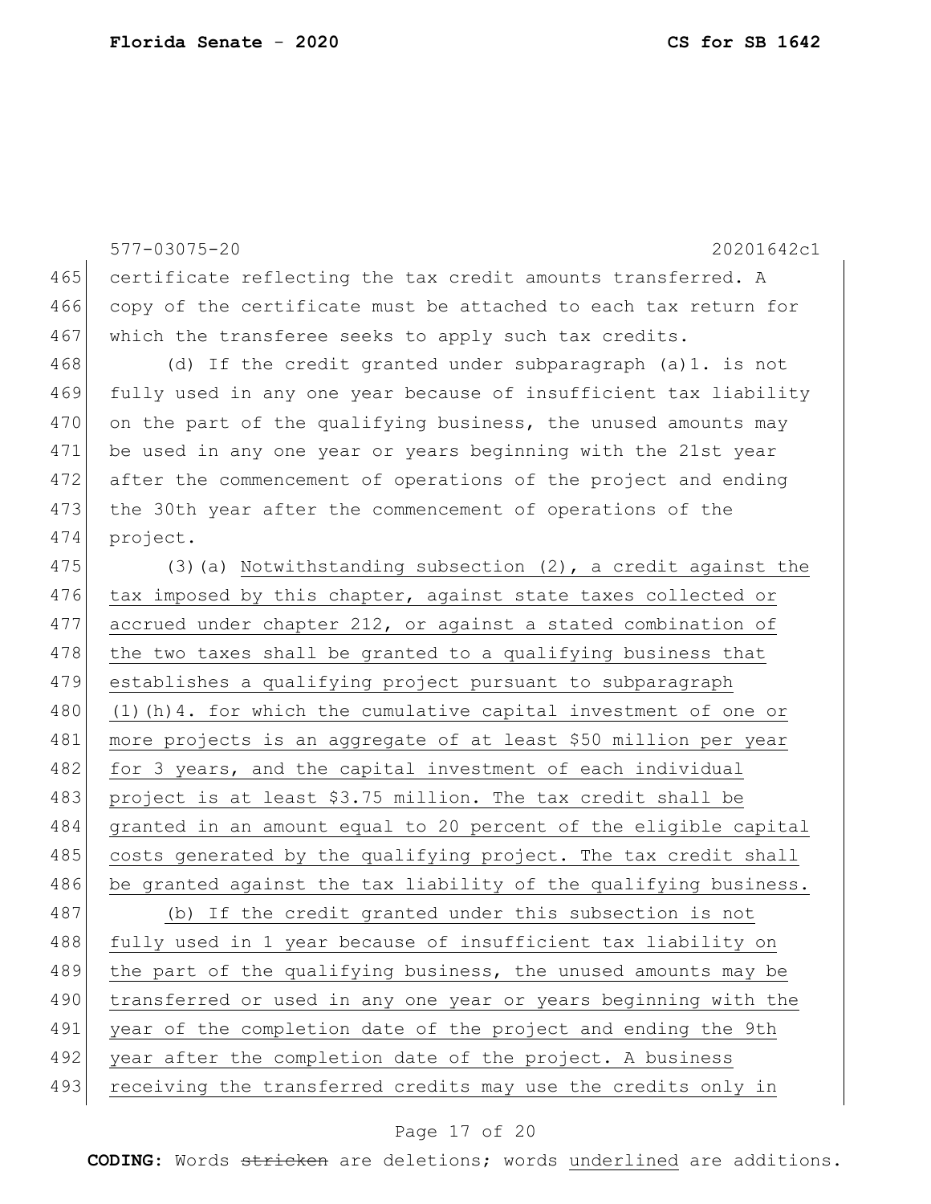certificate reflecting the tax credit amounts transferred. A copy of the certificate must be attached to each tax return for which the transferee seeks to apply such tax credits.

(d) If the credit granted under subparagraph (a)1. is not fully used in any one year because of insufficient tax liability on the part of the qualifying business, the unused amounts may be used in any one year or years beginning with the 21st year after the commencement of operations of the project and ending the 30th year after the commencement of operations of the project.

(3)(a) <u>Notwithstanding subsection (2), a credit against the tax imposed by this chapter, against state taxes collected or accrued under chapter 212, or against a stated combination of the two taxes shall be granted to a qualifying business that establishes a qualifying project pursuant to subparagraph (1)(h)4. for which the cumulative capital investment of one or more projects is an aggregate of at least $50 million per year for 3 years, and the capital investment of each individual project is at least $3.75 million. The tax credit shall be granted in an amount equal to 20 percent of the eligible capital costs generated by the qualifying project. The tax credit shall be granted against the tax liability of the qualifying business.</u>

<u>(b) If the credit granted under this subsection is not fully used in 1 year because of insufficient tax liability on the part of the qualifying business, the unused amounts may be transferred or used in any one year or years beginning with the year of the completion date of the project and ending the 9th year after the completion date of the project. A business receiving the transferred credits may use the credits only in</u>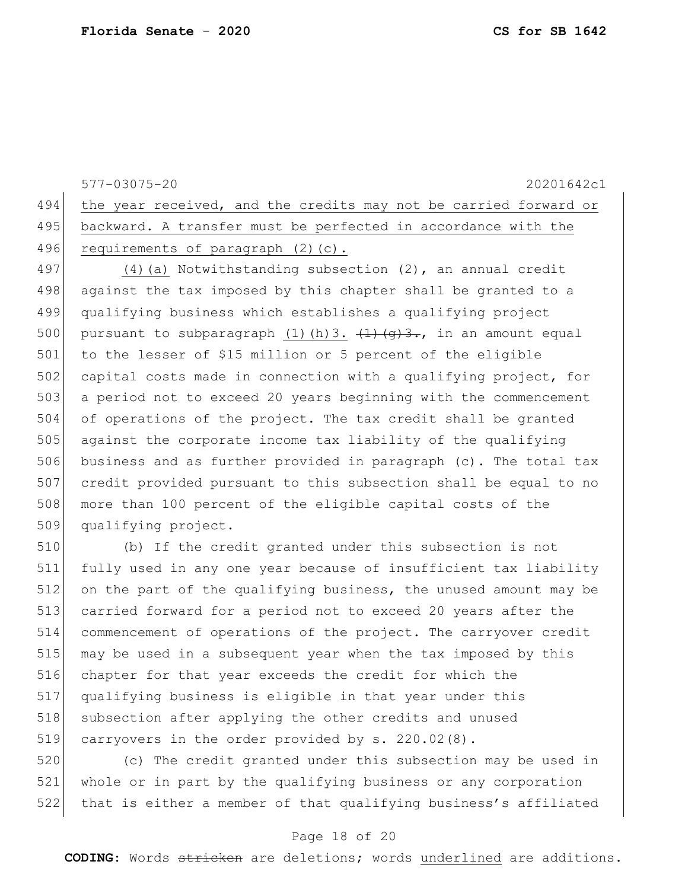577-03075-20 20201642c1

494 the year received, and the credits may not be carried forward or
495 backward. A transfer must be perfected in accordance with the
496 requirements of paragraph (2)(c).

497 (4)(a) Notwithstanding subsection (2), an annual credit
498 against the tax imposed by this chapter shall be granted to a
499 qualifying business which establishes a qualifying project
500 pursuant to subparagraph (1)(h)3. ~~(1)(g)3.~~, in an amount equal
501 to the lesser of $15 million or 5 percent of the eligible
502 capital costs made in connection with a qualifying project, for
503 a period not to exceed 20 years beginning with the commencement
504 of operations of the project. The tax credit shall be granted
505 against the corporate income tax liability of the qualifying
506 business and as further provided in paragraph (c). The total tax
507 credit provided pursuant to this subsection shall be equal to no
508 more than 100 percent of the eligible capital costs of the
509 qualifying project.

510 (b) If the credit granted under this subsection is not
511 fully used in any one year because of insufficient tax liability
512 on the part of the qualifying business, the unused amount may be
513 carried forward for a period not to exceed 20 years after the
514 commencement of operations of the project. The carryover credit
515 may be used in a subsequent year when the tax imposed by this
516 chapter for that year exceeds the credit for which the
517 qualifying business is eligible in that year under this
518 subsection after applying the other credits and unused
519 carryovers in the order provided by s. 220.02(8).

520 (c) The credit granted under this subsection may be used in
521 whole or in part by the qualifying business or any corporation
522 that is either a member of that qualifying business's affiliated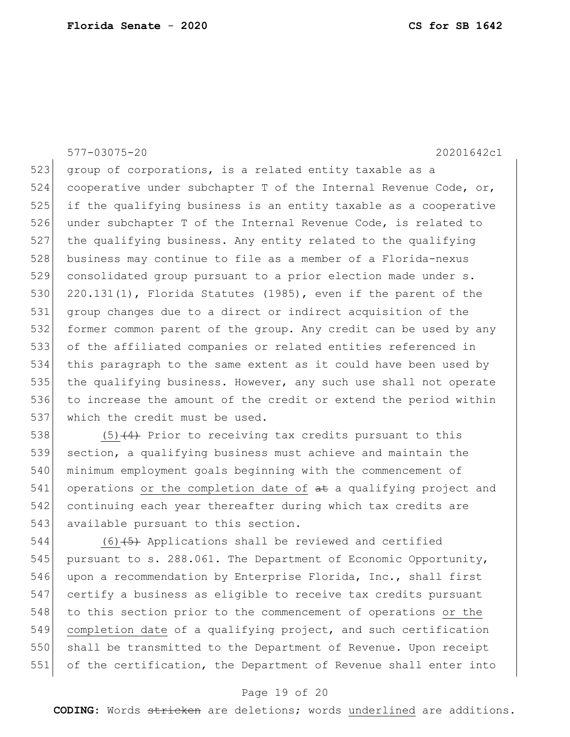group of corporations, is a related entity taxable as a cooperative under subchapter T of the Internal Revenue Code, or, if the qualifying business is an entity taxable as a cooperative under subchapter T of the Internal Revenue Code, is related to the qualifying business. Any entity related to the qualifying business may continue to file as a member of a Florida-nexus consolidated group pursuant to a prior election made under s. 220.131(1), Florida Statutes (1985), even if the parent of the group changes due to a direct or indirect acquisition of the former common parent of the group. Any credit can be used by any of the affiliated companies or related entities referenced in this paragraph to the same extent as it could have been used by the qualifying business. However, any such use shall not operate to increase the amount of the credit or extend the period within which the credit must be used.

(5) ~~(4)~~ Prior to receiving tax credits pursuant to this section, a qualifying business must achieve and maintain the minimum employment goals beginning with the commencement of operations <u>or the completion date of</u> ~~at~~ a qualifying project and continuing each year thereafter during which tax credits are available pursuant to this section.

(6) ~~(5)~~ Applications shall be reviewed and certified pursuant to s. 288.061. The Department of Economic Opportunity, upon a recommendation by Enterprise Florida, Inc., shall first certify a business as eligible to receive tax credits pursuant to this section prior to the commencement of operations <u>or the completion date</u> of a qualifying project, and such certification shall be transmitted to the Department of Revenue. Upon receipt of the certification, the Department of Revenue shall enter into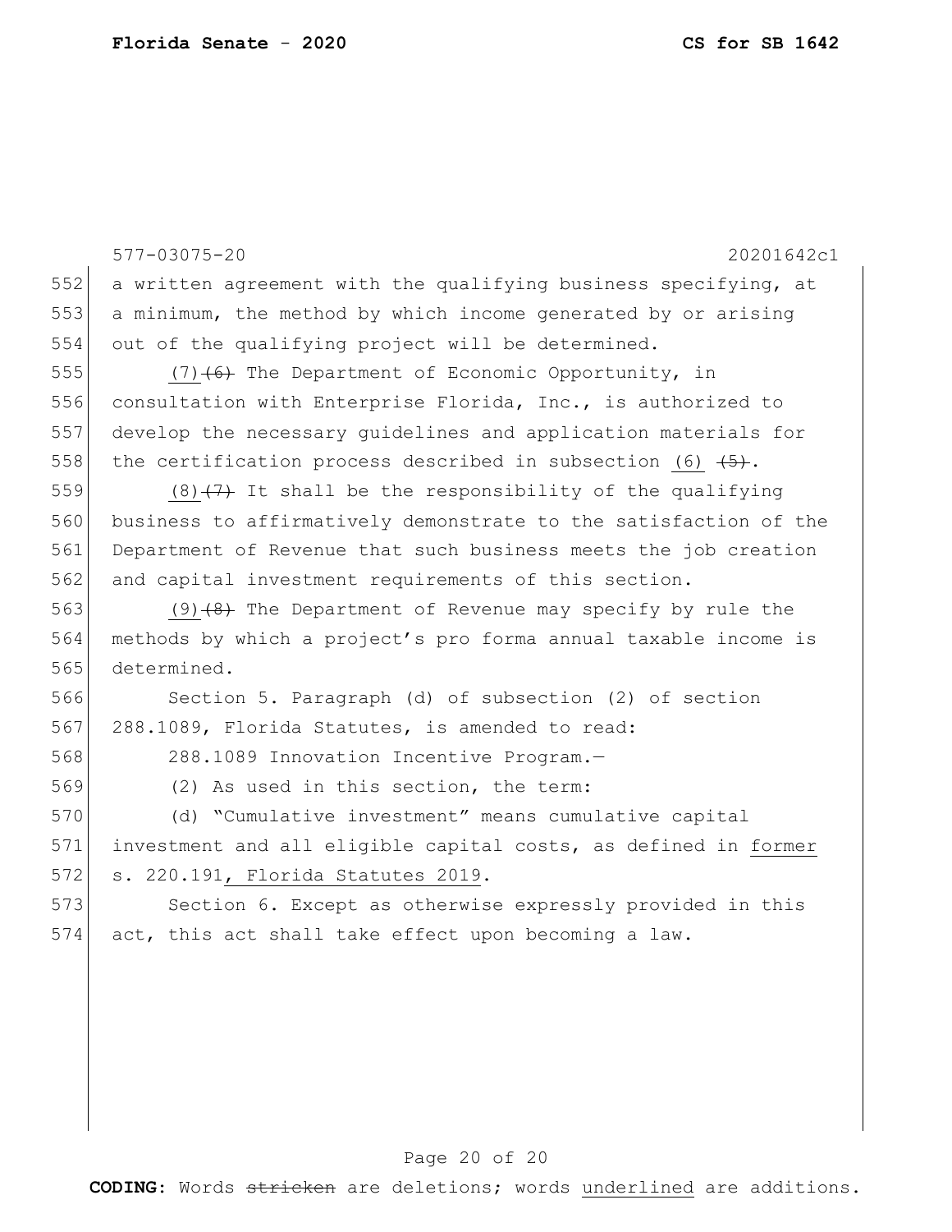a written agreement with the qualifying business specifying, at a minimum, the method by which income generated by or arising out of the qualifying project will be determined.

<u>(7)</u>~~(6)~~ The Department of Economic Opportunity, in consultation with Enterprise Florida, Inc., is authorized to develop the necessary guidelines and application materials for the certification process described in subsection <u>(6)</u> ~~(5)~~.

<u>(8)</u>~~(7)~~ It shall be the responsibility of the qualifying business to affirmatively demonstrate to the satisfaction of the Department of Revenue that such business meets the job creation and capital investment requirements of this section.

<u>(9)</u>~~(8)~~ The Department of Revenue may specify by rule the methods by which a project's pro forma annual taxable income is determined.

Section 5. Paragraph (d) of subsection (2) of section 288.1089, Florida Statutes, is amended to read:

288.1089 Innovation Incentive Program.—

(2) As used in this section, the term:

(d) "Cumulative investment" means cumulative capital investment and all eligible capital costs, as defined in <u>former</u> s. 220.191<u>, Florida Statutes 2019</u>.

Section 6. Except as otherwise expressly provided in this act, this act shall take effect upon becoming a law.

**CODING:** Words ~~stricken~~ are deletions; words <u>underlined</u> are additions.